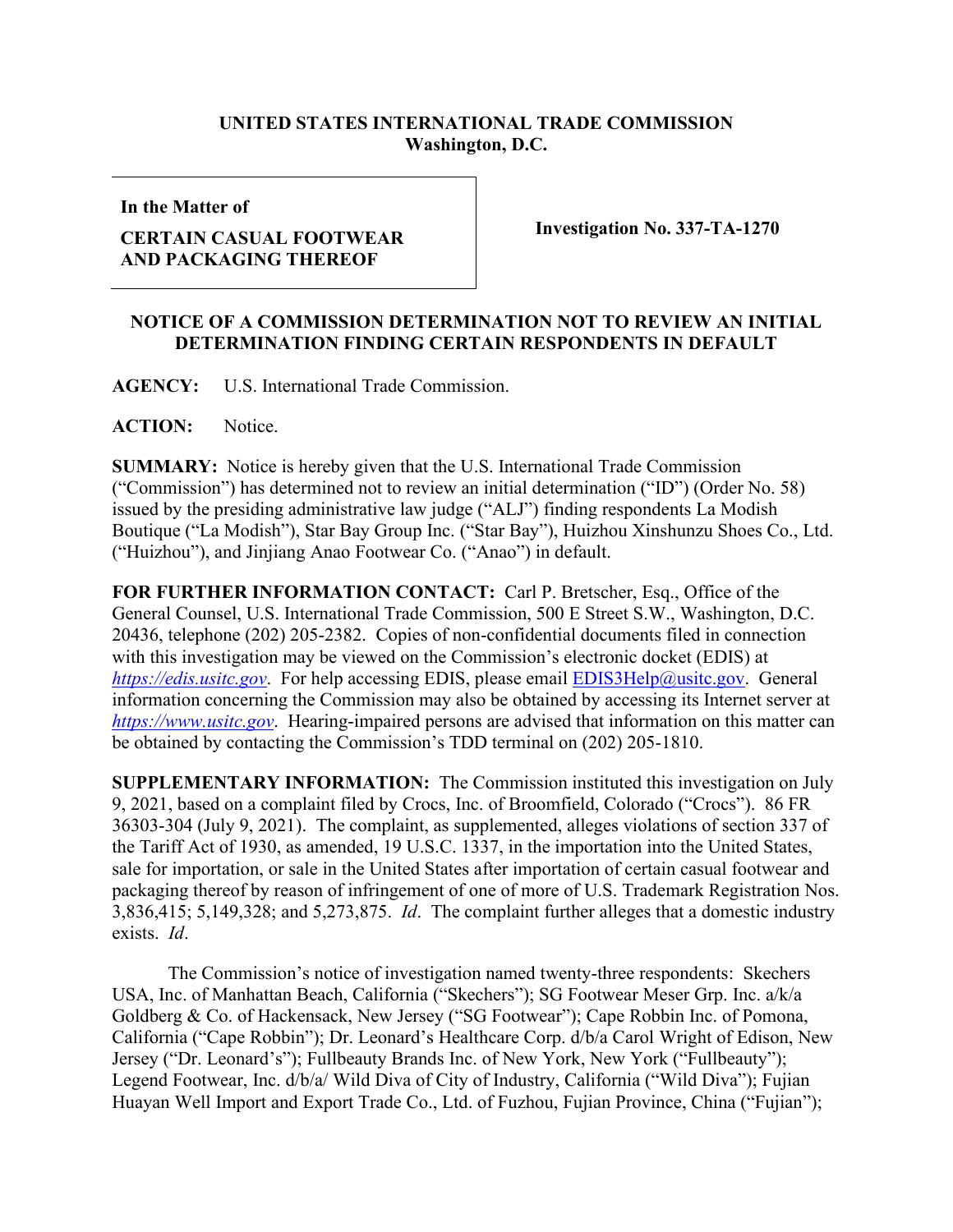**UNITED STATES INTERNATIONAL TRADE COMMISSION**
**Washington, D.C.**

| **In the Matter of** <br> **CERTAIN CASUAL FOOTWEAR AND PACKAGING THEREOF** | **Investigation No. 337-TA-1270** |
|---|---|

**NOTICE OF A COMMISSION DETERMINATION NOT TO REVIEW AN INITIAL DETERMINATION FINDING CERTAIN RESPONDENTS IN DEFAULT**

**AGENCY:** U.S. International Trade Commission.

**ACTION:** Notice.

**SUMMARY:** Notice is hereby given that the U.S. International Trade Commission ("Commission") has determined not to review an initial determination ("ID") (Order No. 58) issued by the presiding administrative law judge ("ALJ") finding respondents La Modish Boutique ("La Modish"), Star Bay Group Inc. ("Star Bay"), Huizhou Xinshunzu Shoes Co., Ltd. ("Huizhou"), and Jinjiang Anao Footwear Co. ("Anao") in default.

**FOR FURTHER INFORMATION CONTACT:** Carl P. Bretscher, Esq., Office of the General Counsel, U.S. International Trade Commission, 500 E Street S.W., Washington, D.C. 20436, telephone (202) 205-2382. Copies of non-confidential documents filed in connection with this investigation may be viewed on the Commission's electronic docket (EDIS) at *https://edis.usitc.gov*. For help accessing EDIS, please email EDIS3Help@usitc.gov. General information concerning the Commission may also be obtained by accessing its Internet server at *https://www.usitc.gov*. Hearing-impaired persons are advised that information on this matter can be obtained by contacting the Commission's TDD terminal on (202) 205-1810.

**SUPPLEMENTARY INFORMATION:** The Commission instituted this investigation on July 9, 2021, based on a complaint filed by Crocs, Inc. of Broomfield, Colorado ("Crocs"). 86 FR 36303-304 (July 9, 2021). The complaint, as supplemented, alleges violations of section 337 of the Tariff Act of 1930, as amended, 19 U.S.C. 1337, in the importation into the United States, sale for importation, or sale in the United States after importation of certain casual footwear and packaging thereof by reason of infringement of one of more of U.S. Trademark Registration Nos. 3,836,415; 5,149,328; and 5,273,875. *Id*. The complaint further alleges that a domestic industry exists. *Id*.

The Commission's notice of investigation named twenty-three respondents: Skechers USA, Inc. of Manhattan Beach, California ("Skechers"); SG Footwear Meser Grp. Inc. a/k/a Goldberg & Co. of Hackensack, New Jersey ("SG Footwear"); Cape Robbin Inc. of Pomona, California ("Cape Robbin"); Dr. Leonard's Healthcare Corp. d/b/a Carol Wright of Edison, New Jersey ("Dr. Leonard's"); Fullbeauty Brands Inc. of New York, New York ("Fullbeauty"); Legend Footwear, Inc. d/b/a/ Wild Diva of City of Industry, California ("Wild Diva"); Fujian Huayan Well Import and Export Trade Co., Ltd. of Fuzhou, Fujian Province, China ("Fujian");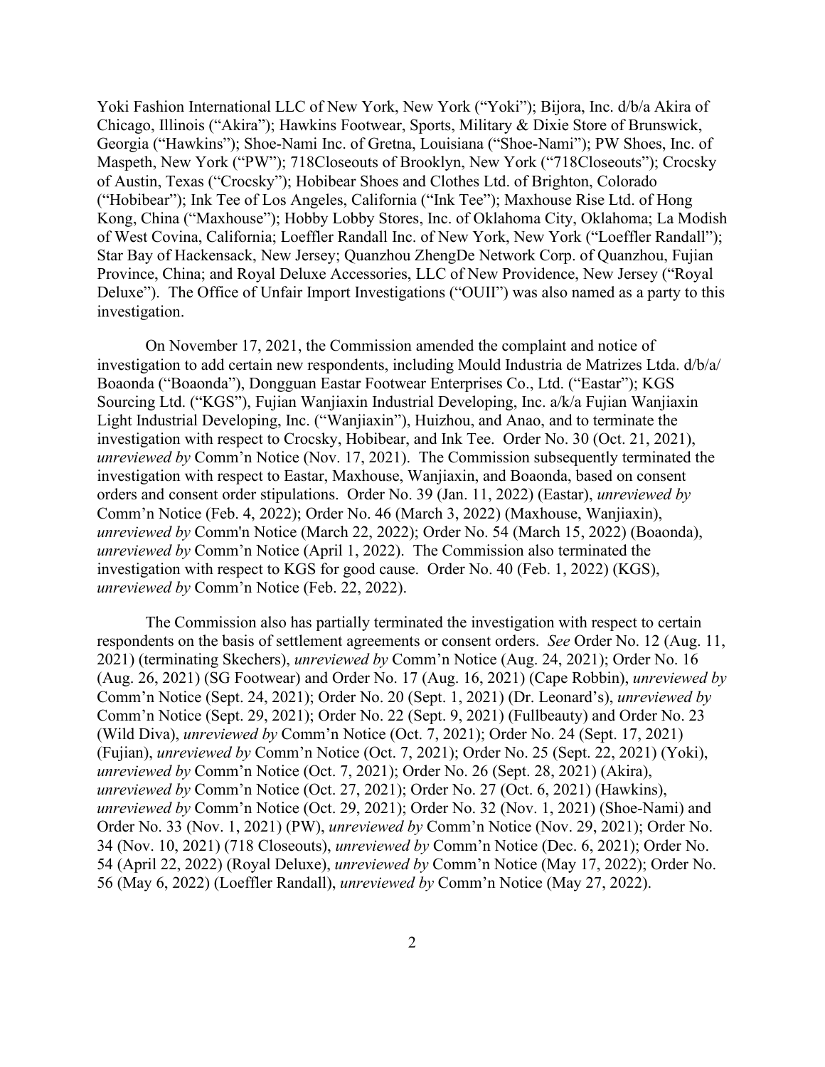Yoki Fashion International LLC of New York, New York ("Yoki"); Bijora, Inc. d/b/a Akira of Chicago, Illinois ("Akira"); Hawkins Footwear, Sports, Military & Dixie Store of Brunswick, Georgia ("Hawkins"); Shoe-Nami Inc. of Gretna, Louisiana ("Shoe-Nami"); PW Shoes, Inc. of Maspeth, New York ("PW"); 718Closeouts of Brooklyn, New York ("718Closeouts"); Crocsky of Austin, Texas ("Crocsky"); Hobibear Shoes and Clothes Ltd. of Brighton, Colorado ("Hobibear"); Ink Tee of Los Angeles, California ("Ink Tee"); Maxhouse Rise Ltd. of Hong Kong, China ("Maxhouse"); Hobby Lobby Stores, Inc. of Oklahoma City, Oklahoma; La Modish of West Covina, California; Loeffler Randall Inc. of New York, New York ("Loeffler Randall"); Star Bay of Hackensack, New Jersey; Quanzhou ZhengDe Network Corp. of Quanzhou, Fujian Province, China; and Royal Deluxe Accessories, LLC of New Providence, New Jersey ("Royal Deluxe"). The Office of Unfair Import Investigations ("OUII") was also named as a party to this investigation.

On November 17, 2021, the Commission amended the complaint and notice of investigation to add certain new respondents, including Mould Industria de Matrizes Ltda. d/b/a/ Boaonda ("Boaonda"), Dongguan Eastar Footwear Enterprises Co., Ltd. ("Eastar"); KGS Sourcing Ltd. ("KGS"), Fujian Wanjiaxin Industrial Developing, Inc. a/k/a Fujian Wanjiaxin Light Industrial Developing, Inc. ("Wanjiaxin"), Huizhou, and Anao, and to terminate the investigation with respect to Crocsky, Hobibear, and Ink Tee. Order No. 30 (Oct. 21, 2021), *unreviewed by* Comm'n Notice (Nov. 17, 2021). The Commission subsequently terminated the investigation with respect to Eastar, Maxhouse, Wanjiaxin, and Boaonda, based on consent orders and consent order stipulations. Order No. 39 (Jan. 11, 2022) (Eastar), *unreviewed by* Comm'n Notice (Feb. 4, 2022); Order No. 46 (March 3, 2022) (Maxhouse, Wanjiaxin), *unreviewed by* Comm'n Notice (March 22, 2022); Order No. 54 (March 15, 2022) (Boaonda), *unreviewed by* Comm'n Notice (April 1, 2022). The Commission also terminated the investigation with respect to KGS for good cause. Order No. 40 (Feb. 1, 2022) (KGS), *unreviewed by* Comm'n Notice (Feb. 22, 2022).

The Commission also has partially terminated the investigation with respect to certain respondents on the basis of settlement agreements or consent orders. *See* Order No. 12 (Aug. 11, 2021) (terminating Skechers), *unreviewed by* Comm'n Notice (Aug. 24, 2021); Order No. 16 (Aug. 26, 2021) (SG Footwear) and Order No. 17 (Aug. 16, 2021) (Cape Robbin), *unreviewed by* Comm'n Notice (Sept. 24, 2021); Order No. 20 (Sept. 1, 2021) (Dr. Leonard's), *unreviewed by* Comm'n Notice (Sept. 29, 2021); Order No. 22 (Sept. 9, 2021) (Fullbeauty) and Order No. 23 (Wild Diva), *unreviewed by* Comm'n Notice (Oct. 7, 2021); Order No. 24 (Sept. 17, 2021) (Fujian), *unreviewed by* Comm'n Notice (Oct. 7, 2021); Order No. 25 (Sept. 22, 2021) (Yoki), *unreviewed by* Comm'n Notice (Oct. 7, 2021); Order No. 26 (Sept. 28, 2021) (Akira), *unreviewed by* Comm'n Notice (Oct. 27, 2021); Order No. 27 (Oct. 6, 2021) (Hawkins), *unreviewed by* Comm'n Notice (Oct. 29, 2021); Order No. 32 (Nov. 1, 2021) (Shoe-Nami) and Order No. 33 (Nov. 1, 2021) (PW), *unreviewed by* Comm'n Notice (Nov. 29, 2021); Order No. 34 (Nov. 10, 2021) (718 Closeouts), *unreviewed by* Comm'n Notice (Dec. 6, 2021); Order No. 54 (April 22, 2022) (Royal Deluxe), *unreviewed by* Comm'n Notice (May 17, 2022); Order No. 56 (May 6, 2022) (Loeffler Randall), *unreviewed by* Comm'n Notice (May 27, 2022).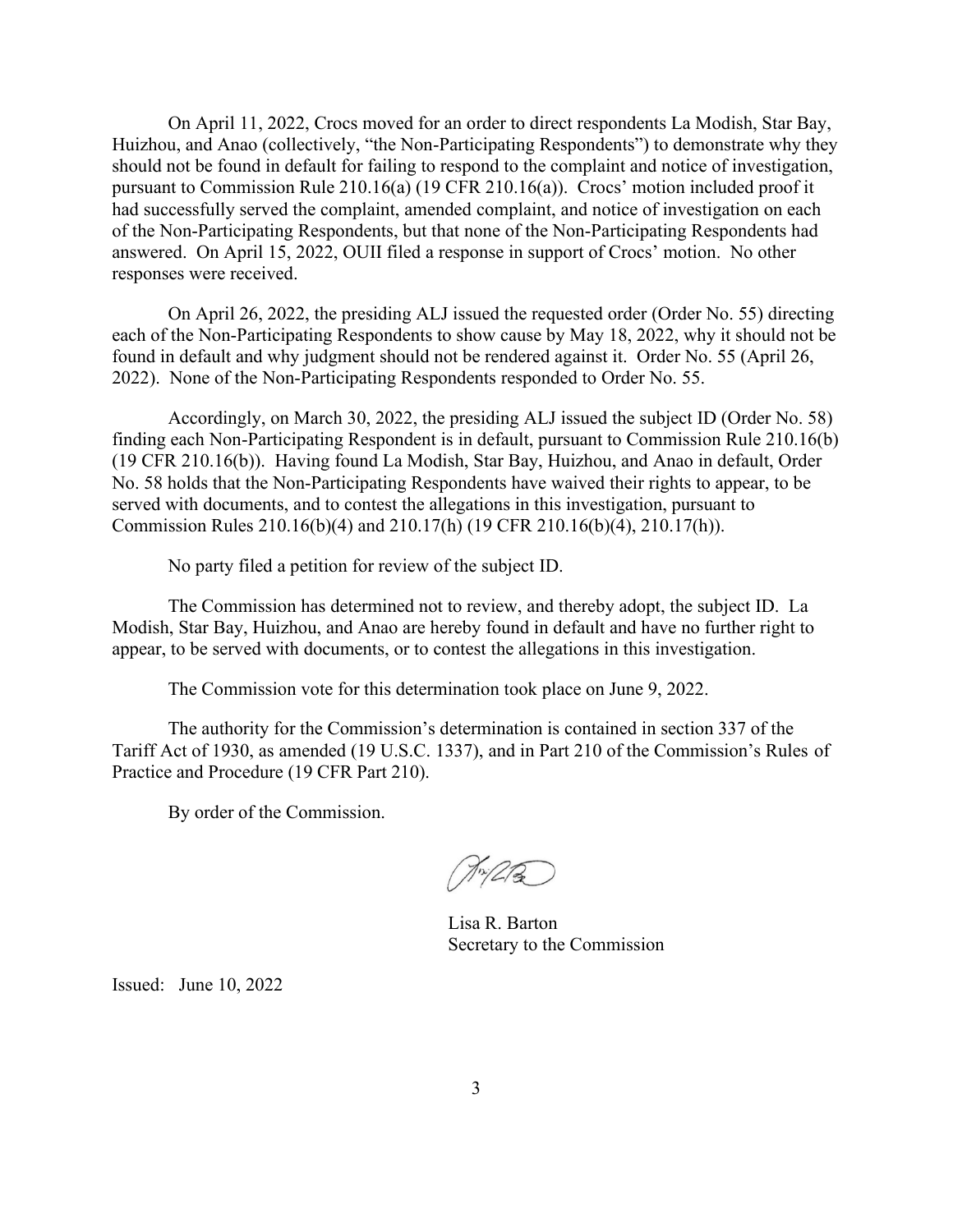On April 11, 2022, Crocs moved for an order to direct respondents La Modish, Star Bay, Huizhou, and Anao (collectively, "the Non-Participating Respondents") to demonstrate why they should not be found in default for failing to respond to the complaint and notice of investigation, pursuant to Commission Rule 210.16(a) (19 CFR 210.16(a)). Crocs' motion included proof it had successfully served the complaint, amended complaint, and notice of investigation on each of the Non-Participating Respondents, but that none of the Non-Participating Respondents had answered. On April 15, 2022, OUII filed a response in support of Crocs' motion. No other responses were received.

On April 26, 2022, the presiding ALJ issued the requested order (Order No. 55) directing each of the Non-Participating Respondents to show cause by May 18, 2022, why it should not be found in default and why judgment should not be rendered against it. Order No. 55 (April 26, 2022). None of the Non-Participating Respondents responded to Order No. 55.

Accordingly, on March 30, 2022, the presiding ALJ issued the subject ID (Order No. 58) finding each Non-Participating Respondent is in default, pursuant to Commission Rule 210.16(b) (19 CFR 210.16(b)). Having found La Modish, Star Bay, Huizhou, and Anao in default, Order No. 58 holds that the Non-Participating Respondents have waived their rights to appear, to be served with documents, and to contest the allegations in this investigation, pursuant to Commission Rules 210.16(b)(4) and 210.17(h) (19 CFR 210.16(b)(4), 210.17(h)).

No party filed a petition for review of the subject ID.

The Commission has determined not to review, and thereby adopt, the subject ID. La Modish, Star Bay, Huizhou, and Anao are hereby found in default and have no further right to appear, to be served with documents, or to contest the allegations in this investigation.

The Commission vote for this determination took place on June 9, 2022.

The authority for the Commission's determination is contained in section 337 of the Tariff Act of 1930, as amended (19 U.S.C. 1337), and in Part 210 of the Commission's Rules of Practice and Procedure (19 CFR Part 210).

By order of the Commission.

Lisa R. Barton
Secretary to the Commission

Issued: June 10, 2022